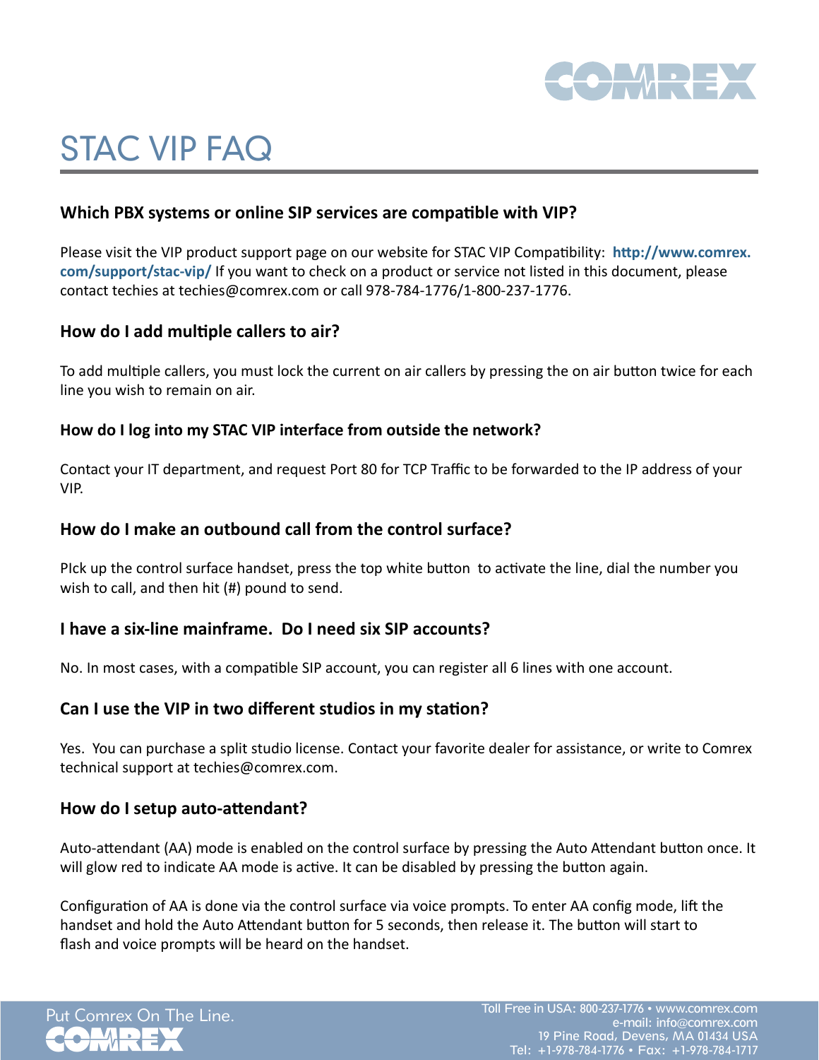# STAC VIP FAQ

### Which PBX systems or online SIP services are compatible with VIP?

Please visit the VIP product support page on our website for STAC VIP Compatibility: **http://www.comrex.com/support/stac-vip/** If you want to check on a product or service not listed in this document, please contact techies at techies@comrex.com or call 978-784-1776/1-800-237-1776.

### How do I add multiple callers to air?

To add multiple callers, you must lock the current on air callers by pressing the on air button twice for each line you wish to remain on air.

### How do I log into my STAC VIP interface from outside the network?

Contact your IT department, and request Port 80 for TCP Traffic to be forwarded to the IP address of your VIP.

### How do I make an outbound call from the control surface?

PIck up the control surface handset, press the top white button to activate the line, dial the number you wish to call, and then hit (#) pound to send.

### I have a six-line mainframe. Do I need six SIP accounts?

No. In most cases, with a compatible SIP account, you can register all 6 lines with one account.

### Can I use the VIP in two different studios in my station?

Yes. You can purchase a split studio license. Contact your favorite dealer for assistance, or write to Comrex technical support at techies@comrex.com.

### How do I setup auto-attendant?

Auto-attendant (AA) mode is enabled on the control surface by pressing the Auto Attendant button once. It will glow red to indicate AA mode is active. It can be disabled by pressing the button again.

Configuration of AA is done via the control surface via voice prompts. To enter AA config mode, lift the handset and hold the Auto Attendant button for 5 seconds, then release it. The button will start to flash and voice prompts will be heard on the handset.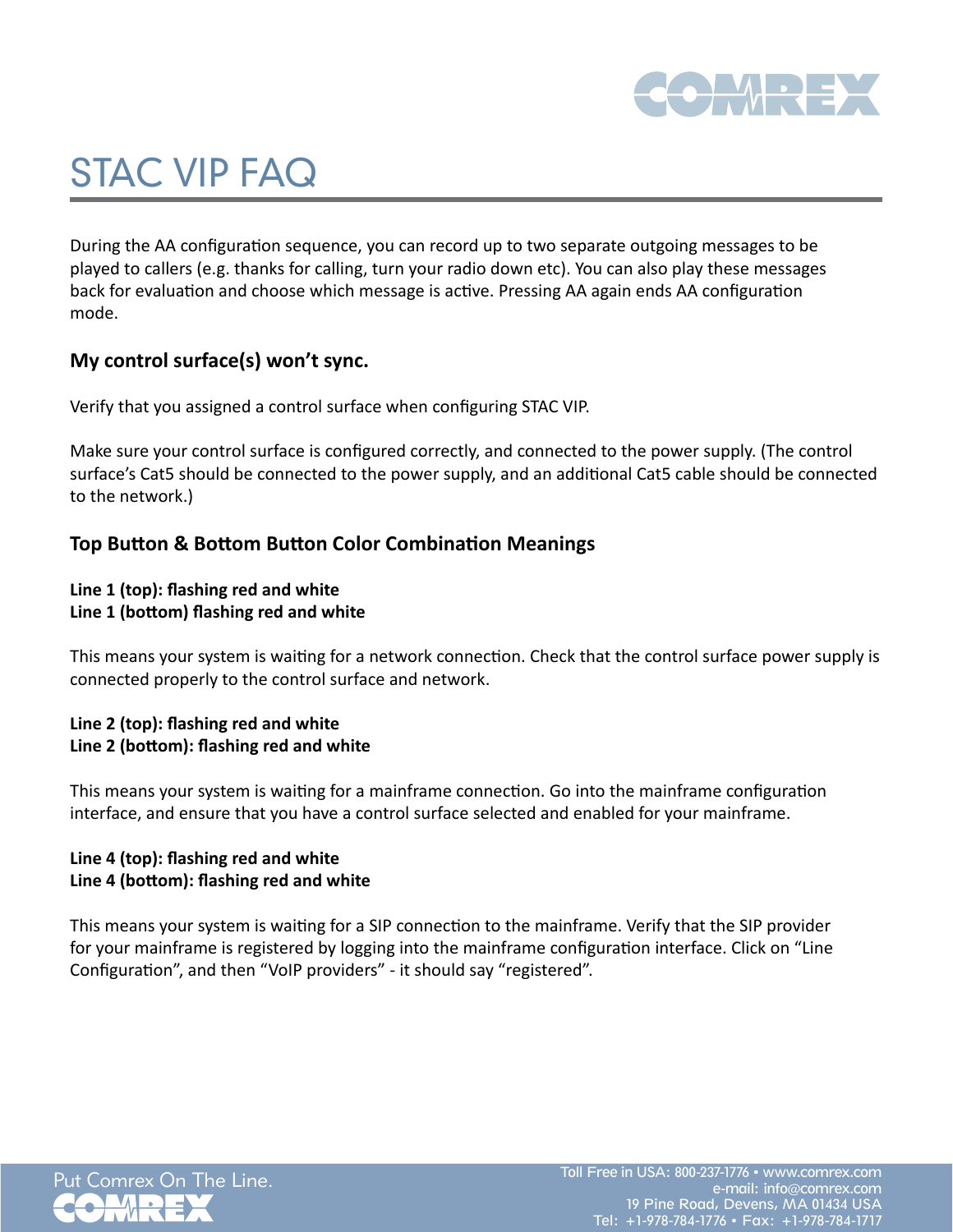# STAC VIP FAQ

During the AA configuration sequence, you can record up to two separate outgoing messages to be played to callers (e.g. thanks for calling, turn your radio down etc). You can also play these messages back for evaluation and choose which message is active. Pressing AA again ends AA configuration mode.

## My control surface(s) won't sync.

Verify that you assigned a control surface when configuring STAC VIP.

Make sure your control surface is configured correctly, and connected to the power supply. (The control surface's Cat5 should be connected to the power supply, and an additional Cat5 cable should be connected to the network.)

## Top Button & Bottom Button Color Combination Meanings

**Line 1 (top): flashing red and white**
**Line 1 (bottom) flashing red and white**

This means your system is waiting for a network connection. Check that the control surface power supply is connected properly to the control surface and network.

**Line 2 (top): flashing red and white**
**Line 2 (bottom): flashing red and white**

This means your system is waiting for a mainframe connection. Go into the mainframe configuration interface, and ensure that you have a control surface selected and enabled for your mainframe.

**Line 4 (top): flashing red and white**
**Line 4 (bottom): flashing red and white**

This means your system is waiting for a SIP connection to the mainframe. Verify that the SIP provider for your mainframe is registered by logging into the mainframe configuration interface. Click on "Line Configuration", and then "VoIP providers" - it should say "registered".